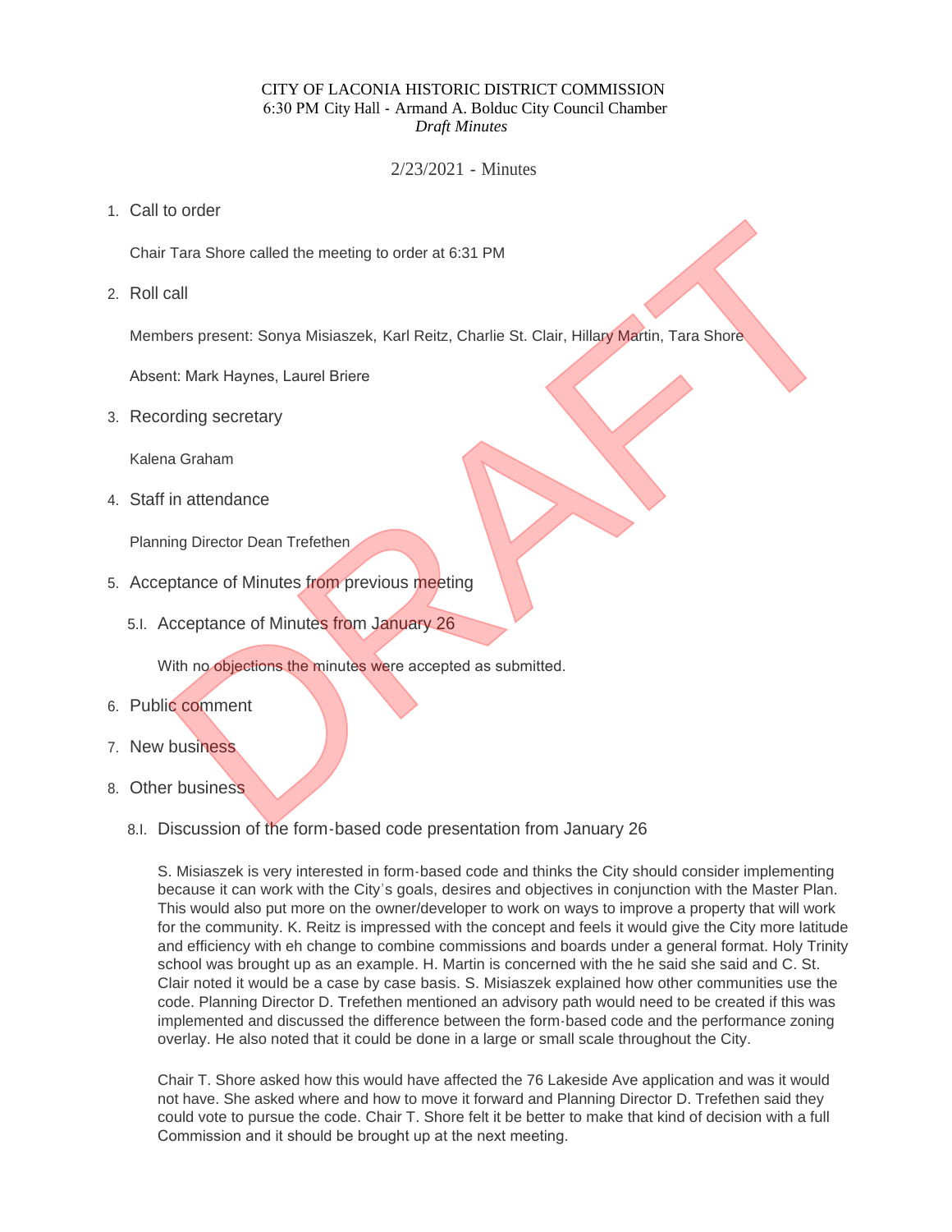CITY OF LACONIA HISTORIC DISTRICT COMMISSION
6:30 PM City Hall - Armand A. Bolduc City Council Chamber
*Draft Minutes*

2/23/2021 - Minutes

1. Call to order

   Chair Tara Shore called the meeting to order at 6:31 PM

2. Roll call

   Members present: Sonya Misiaszek, Karl Reitz, Charlie St. Clair, Hillary Martin, Tara Shore

   Absent: Mark Haynes, Laurel Briere

3. Recording secretary

   Kalena Graham

4. Staff in attendance

   Planning Director Dean Trefethen

5. Acceptance of Minutes from previous meeting

   5.I. Acceptance of Minutes from January 26

   With no objections the minutes were accepted as submitted.

6. Public comment

7. New business

8. Other business

   8.I. Discussion of the form-based code presentation from January 26

   S. Misiaszek is very interested in form-based code and thinks the City should consider implementing because it can work with the City's goals, desires and objectives in conjunction with the Master Plan. This would also put more on the owner/developer to work on ways to improve a property that will work for the community. K. Reitz is impressed with the concept and feels it would give the City more latitude and efficiency with eh change to combine commissions and boards under a general format. Holy Trinity school was brought up as an example. H. Martin is concerned with the he said she said and C. St. Clair noted it would be a case by case basis. S. Misiaszek explained how other communities use the code. Planning Director D. Trefethen mentioned an advisory path would need to be created if this was implemented and discussed the difference between the form-based code and the performance zoning overlay. He also noted that it could be done in a large or small scale throughout the City.

   Chair T. Shore asked how this would have affected the 76 Lakeside Ave application and was it would not have. She asked where and how to move it forward and Planning Director D. Trefethen said they could vote to pursue the code. Chair T. Shore felt it be better to make that kind of decision with a full Commission and it should be brought up at the next meeting.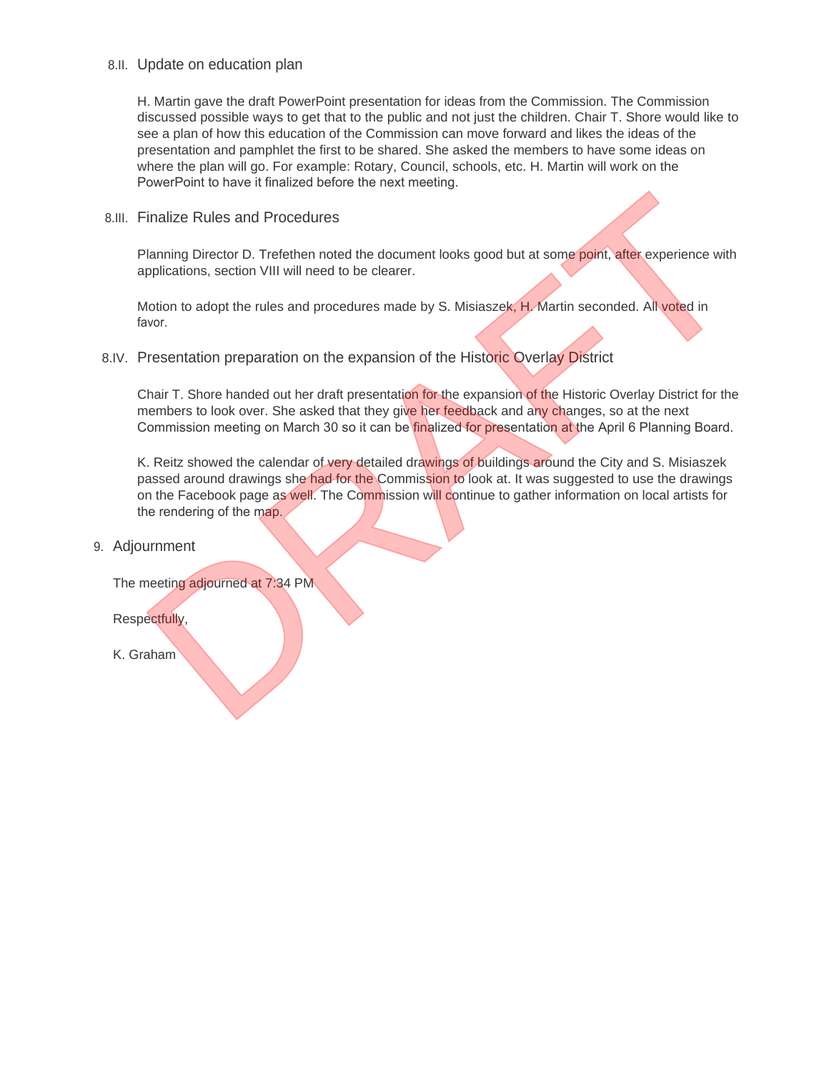## 8.II. Update on education plan

H. Martin gave the draft PowerPoint presentation for ideas from the Commission. The Commission discussed possible ways to get that to the public and not just the children. Chair T. Shore would like to see a plan of how this education of the Commission can move forward and likes the ideas of the presentation and pamphlet the first to be shared. She asked the members to have some ideas on where the plan will go. For example: Rotary, Council, schools, etc. H. Martin will work on the PowerPoint to have it finalized before the next meeting.

## 8.III. Finalize Rules and Procedures

Planning Director D. Trefethen noted the document looks good but at some point, after experience with applications, section VIII will need to be clearer.

Motion to adopt the rules and procedures made by S. Misiaszek, H. Martin seconded. All voted in favor.

## 8.IV. Presentation preparation on the expansion of the Historic Overlay District

Chair T. Shore handed out her draft presentation for the expansion of the Historic Overlay District for the members to look over. She asked that they give her feedback and any changes, so at the next Commission meeting on March 30 so it can be finalized for presentation at the April 6 Planning Board.

K. Reitz showed the calendar of very detailed drawings of buildings around the City and S. Misiaszek passed around drawings she had for the Commission to look at. It was suggested to use the drawings on the Facebook page as well. The Commission will continue to gather information on local artists for the rendering of the map.

## 9. Adjournment

The meeting adjourned at 7:34 PM

Respectfully,

K. Graham